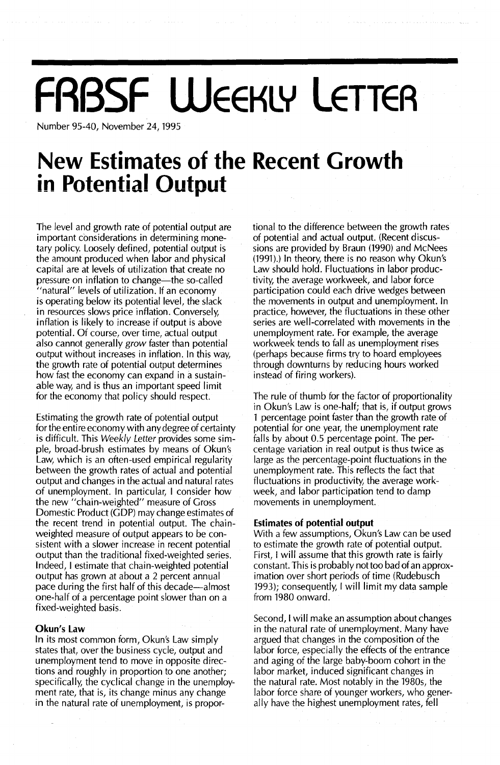# FRBSF Weekly Letter

Number 95-40, November 24, 1995

# New Estimates of the Recent Growth in Potential Output

The level and growth rate of potential output are important considerations in determining monetary policy. Loosely defined, potential output is the amount produced when labor and physical capital are at levels of utilization that create no pressure on inflation to change—the so-called "natural" levels of utilization. If an economy is operating below its potential level, the slack in resources slows price inflation. Conversely, inflation is likely to increase if output is above potential. Of course, over time, actual output also cannot generally *grow* faster than potential output without increases in inflation. In this way, the growth rate of potential output determines how fast the economy can expand in a sustainable way, and is thus an important speed limit for the economy that policy should respect.

Estimating the growth rate of potential output for the entire economy with any degree of certainty is difficult. This *Weekly Letter* provides some simple, broad-brush estimates by means of Okun's Law, which is an often-used empirical regularity between the growth rates of actual and potential output and changes in the actual and natural rates of unemployment. In particular, I consider how the new "chain-weighted" measure of Gross Domestic Product (GDP) may change estimates of the recent trend in potential output. The chain-weighted measure of output appears to be consistent with a slower increase in recent potential output than the traditional fixed-weighted series. Indeed, I estimate that chain-weighted potential output has grown at about a 2 percent annual pace during the first half of this decade—almost one-half of a percentage point slower than on a fixed-weighted basis.

### Okun's Law

In its most common form, Okun's Law simply states that, over the business cycle, output and unemployment tend to move in opposite directions and roughly in proportion to one another; specifically, the cyclical change in the unemployment rate, that is, its change minus any change in the natural rate of unemployment, is proportional to the difference between the growth rates of potential and actual output. (Recent discussions are provided by Braun (1990) and McNees (1991).) In theory, there is no reason why Okun's Law should hold. Fluctuations in labor productivity, the average workweek, and labor force participation could each drive wedges between the movements in output and unemployment. In practice, however, the fluctuations in these other series are well-correlated with movements in the unemployment rate. For example, the average workweek tends to fall as unemployment rises (perhaps because firms try to hoard employees through downturns by reducing hours worked instead of firing workers).

The rule of thumb for the factor of proportionality in Okun's Law is one-half; that is, if output grows 1 percentage point faster than the growth rate of potential for one year, the unemployment rate falls by about 0.5 percentage point. The percentage variation in real output is thus twice as large as the percentage-point fluctuations in the unemployment rate. This reflects the fact that fluctuations in productivity, the average workweek, and labor participation tend to damp movements in unemployment.

### Estimates of potential output

With a few assumptions, Okun's Law can be used to estimate the growth rate of potential output. First, I will assume that this growth rate is fairly constant. This is probably not too bad of an approximation over short periods of time (Rudebusch 1993); consequently, I will limit my data sample from 1980 onward.

Second, I will make an assumption about changes in the natural rate of unemployment. Many have argued that changes in the composition of the labor force, especially the effects of the entrance and aging of the large baby-boom cohort in the labor market, induced significant changes in the natural rate. Most notably in the 1980s, the labor force share of younger workers, who generally have the highest unemployment rates, fell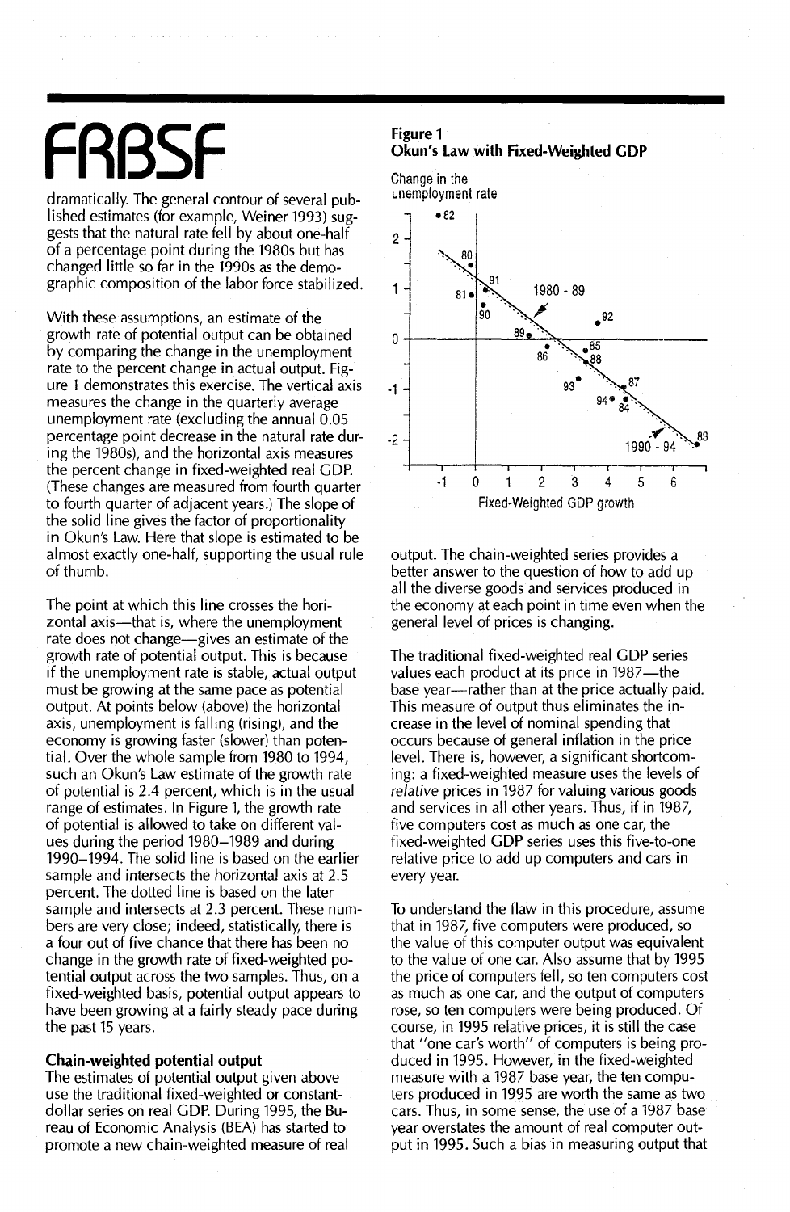dramatically. The general contour of several published estimates (for example, Weiner 1993) suggests that the natural rate fell by about one-half of a percentage point during the 1980s but has changed little so far in the 1990s as the demographic composition of the labor force stabilized.

With these assumptions, an estimate of the growth rate of potential output can be obtained by comparing the change in the unemployment rate to the percent change in actual output. Figure 1 demonstrates this exercise. The vertical axis measures the change in the quarterly average unemployment rate (excluding the annual 0.05 percentage point decrease in the natural rate during the 1980s), and the horizontal axis measures the percent change in fixed-weighted real GDP. (These changes are measured from fourth quarter to fourth quarter of adjacent years.) The slope of the solid line gives the factor of proportionality in Okun's Law. Here that slope is estimated to be almost exactly one-half, supporting the usual rule of thumb.

The point at which this line crosses the horizontal axis—that is, where the unemployment rate does not change—gives an estimate of the growth rate of potential output. This is because if the unemployment rate is stable, actual output must be growing at the same pace as potential output. At points below (above) the horizontal axis, unemployment is falling (rising), and the economy is growing faster (slower) than potential. Over the whole sample from 1980 to 1994, such an Okun's Law estimate of the growth rate of potential is 2.4 percent, which is in the usual range of estimates. In Figure 1, the growth rate of potential is allowed to take on different values during the period 1980–1989 and during 1990–1994. The solid line is based on the earlier sample and intersects the horizontal axis at 2.5 percent. The dotted line is based on the later sample and intersects at 2.3 percent. These numbers are very close; indeed, statistically, there is a four out of five chance that there has been no change in the growth rate of fixed-weighted potential output across the two samples. Thus, on a fixed-weighted basis, potential output appears to have been growing at a fairly steady pace during the past 15 years.

**Figure 1**
**Okun's Law with Fixed-Weighted GDP**

### Chain-weighted potential output

The estimates of potential output given above use the traditional fixed-weighted or constant-dollar series on real GDP. During 1995, the Bureau of Economic Analysis (BEA) has started to promote a new chain-weighted measure of real output. The chain-weighted series provides a better answer to the question of how to add up all the diverse goods and services produced in the economy at each point in time even when the general level of prices is changing.

The traditional fixed-weighted real GDP series values each product at its price in 1987—the base year—rather than at the price actually paid. This measure of output thus eliminates the increase in the level of nominal spending that occurs because of general inflation in the price level. There is, however, a significant shortcoming: a fixed-weighted measure uses the levels of *relative* prices in 1987 for valuing various goods and services in all other years. Thus, if in 1987, five computers cost as much as one car, the fixed-weighted GDP series uses this five-to-one relative price to add up computers and cars in every year.

To understand the flaw in this procedure, assume that in 1987, five computers were produced, so the value of this computer output was equivalent to the value of one car. Also assume that by 1995 the price of computers fell, so ten computers cost as much as one car, and the output of computers rose, so ten computers were being produced. Of course, in 1995 relative prices, it is still the case that "one car's worth" of computers is being produced in 1995. However, in the fixed-weighted measure with a 1987 base year, the ten computers produced in 1995 are worth the same as two cars. Thus, in some sense, the use of a 1987 base year overstates the amount of real computer output in 1995. Such a bias in measuring output that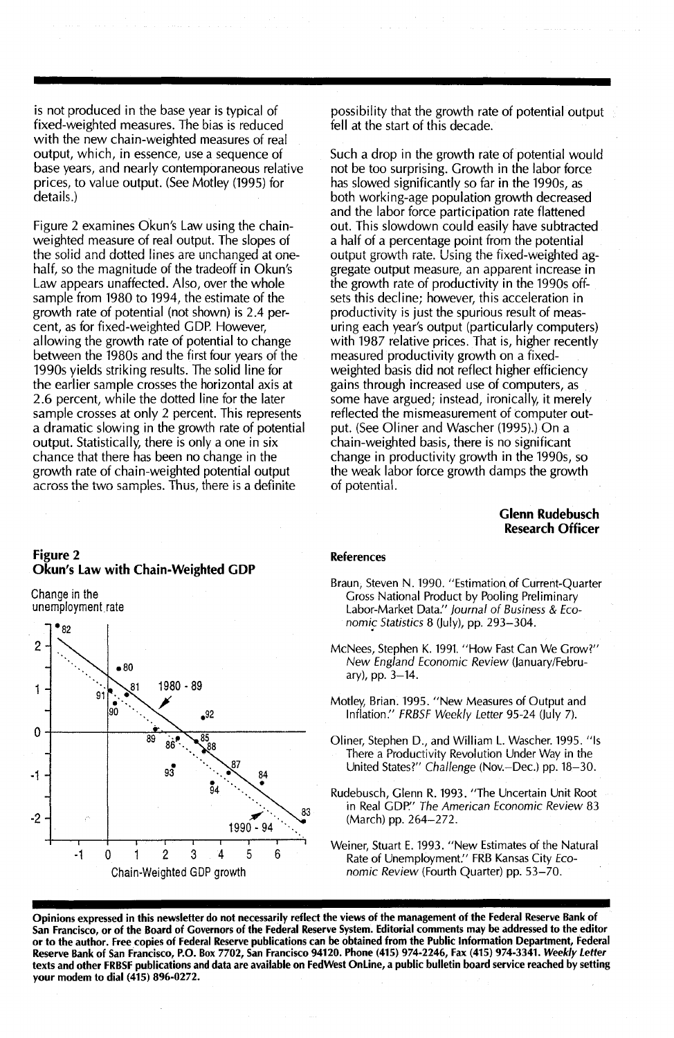is not produced in the base year is typical of fixed-weighted measures. The bias is reduced with the new chain-weighted measures of real output, which, in essence, use a sequence of base years, and nearly contemporaneous relative prices, to value output. (See Motley (1995) for details.)

Figure 2 examines Okun's Law using the chain-weighted measure of real output. The slopes of the solid and dotted lines are unchanged at one-half, so the magnitude of the tradeoff in Okun's Law appears unaffected. Also, over the whole sample from 1980 to 1994, the estimate of the growth rate of potential (not shown) is 2.4 percent, as for fixed-weighted GDP. However, allowing the growth rate of potential to change between the 1980s and the first four years of the 1990s yields striking results. The solid line for the earlier sample crosses the horizontal axis at 2.6 percent, while the dotted line for the later sample crosses at only 2 percent. This represents a dramatic slowing in the growth rate of potential output. Statistically, there is only a one in six chance that there has been no change in the growth rate of chain-weighted potential output across the two samples. Thus, there is a definite possibility that the growth rate of potential output fell at the start of this decade.

Such a drop in the growth rate of potential would not be too surprising. Growth in the labor force has slowed significantly so far in the 1990s, as both working-age population growth decreased and the labor force participation rate flattened out. This slowdown could easily have subtracted a half of a percentage point from the potential output growth rate. Using the fixed-weighted aggregate output measure, an apparent increase in the growth rate of productivity in the 1990s offsets this decline; however, this acceleration in productivity is just the spurious result of measuring each year's output (particularly computers) with 1987 relative prices. That is, higher recently measured productivity growth on a fixed-weighted basis did not reflect higher efficiency gains through increased use of computers, as some have argued; instead, ironically, it merely reflected the mismeasurement of computer output. (See Oliner and Wascher (1995).) On a chain-weighted basis, there is no significant change in productivity growth in the 1990s, so the weak labor force growth damps the growth of potential.

**Glenn Rudebusch**
**Research Officer**

**Figure 2**
**Okun's Law with Chain-Weighted GDP**

Change in the unemployment rate

Chain-Weighted GDP growth

### References

Braun, Steven N. 1990. "Estimation of Current-Quarter Gross National Product by Pooling Preliminary Labor-Market Data." *Journal of Business & Economic Statistics* 8 (July), pp. 293–304.

McNees, Stephen K. 1991. "How Fast Can We Grow?" *New England Economic Review* (January/February), pp. 3–14.

Motley, Brian. 1995. "New Measures of Output and Inflation." *FRBSF Weekly Letter* 95-24 (July 7).

Oliner, Stephen D., and William L. Wascher. 1995. "Is There a Productivity Revolution Under Way in the United States?" *Challenge* (Nov.–Dec.) pp. 18–30.

Rudebusch, Glenn R. 1993. "The Uncertain Unit Root in Real GDP." *The American Economic Review* 83 (March) pp. 264–272.

Weiner, Stuart E. 1993. "New Estimates of the Natural Rate of Unemployment." FRB Kansas City *Economic Review* (Fourth Quarter) pp. 53–70.

**Opinions expressed in this newsletter do not necessarily reflect the views of the management of the Federal Reserve Bank of San Francisco, or of the Board of Governors of the Federal Reserve System. Editorial comments may be addressed to the editor or to the author. Free copies of Federal Reserve publications can be obtained from the Public Information Department, Federal Reserve Bank of San Francisco, P.O. Box 7702, San Francisco 94120. Phone (415) 974-2246, Fax (415) 974-3341. *Weekly Letter* texts and other FRBSF publications and data are available on FedWest OnLine, a public bulletin board service reached by setting your modem to dial (415) 896-0272.**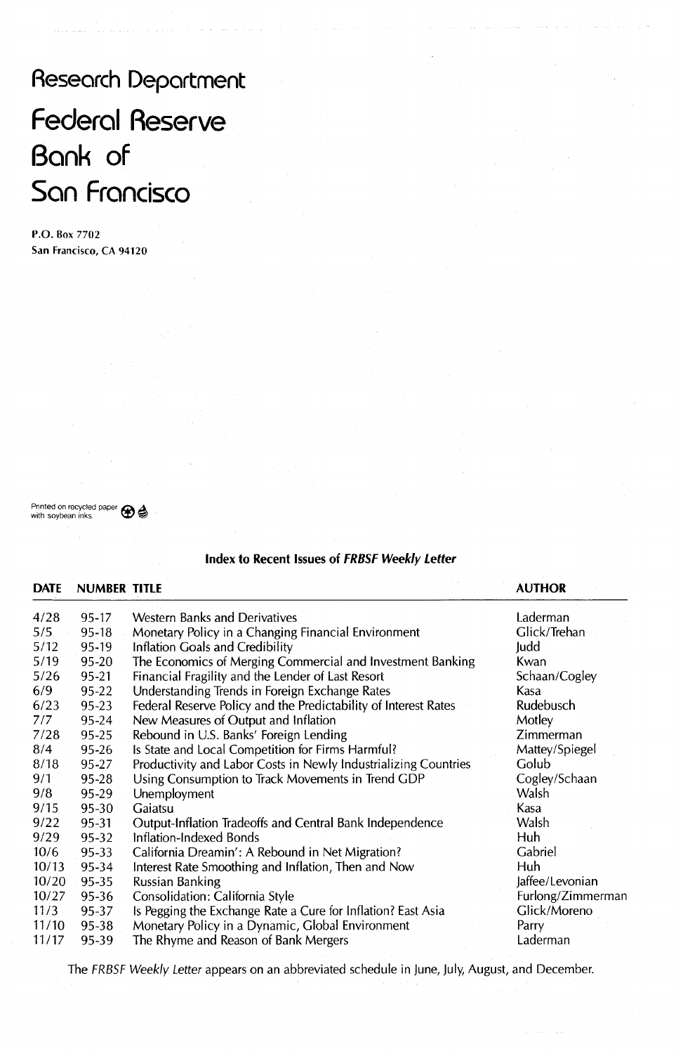# Research Department

# Federal Reserve Bank of San Francisco

P.O. Box 7702
San Francisco, CA 94120

Printed on recycled paper with soybean inks.

## Index to Recent Issues of *FRBSF Weekly Letter*

| DATE | NUMBER | TITLE | AUTHOR |
|---|---|---|---|
| 4/28 | 95-17 | Western Banks and Derivatives | Laderman |
| 5/5 | 95-18 | Monetary Policy in a Changing Financial Environment | Glick/Trehan |
| 5/12 | 95-19 | Inflation Goals and Credibility | Judd |
| 5/19 | 95-20 | The Economics of Merging Commercial and Investment Banking | Kwan |
| 5/26 | 95-21 | Financial Fragility and the Lender of Last Resort | Schaan/Cogley |
| 6/9 | 95-22 | Understanding Trends in Foreign Exchange Rates | Kasa |
| 6/23 | 95-23 | Federal Reserve Policy and the Predictability of Interest Rates | Rudebusch |
| 7/7 | 95-24 | New Measures of Output and Inflation | Motley |
| 7/28 | 95-25 | Rebound in U.S. Banks' Foreign Lending | Zimmerman |
| 8/4 | 95-26 | Is State and Local Competition for Firms Harmful? | Mattey/Spiegel |
| 8/18 | 95-27 | Productivity and Labor Costs in Newly Industrializing Countries | Golub |
| 9/1 | 95-28 | Using Consumption to Track Movements in Trend GDP | Cogley/Schaan |
| 9/8 | 95-29 | Unemployment | Walsh |
| 9/15 | 95-30 | Gaiatsu | Kasa |
| 9/22 | 95-31 | Output-Inflation Tradeoffs and Central Bank Independence | Walsh |
| 9/29 | 95-32 | Inflation-Indexed Bonds | Huh |
| 10/6 | 95-33 | California Dreamin': A Rebound in Net Migration? | Gabriel |
| 10/13 | 95-34 | Interest Rate Smoothing and Inflation, Then and Now | Huh |
| 10/20 | 95-35 | Russian Banking | Jaffee/Levonian |
| 10/27 | 95-36 | Consolidation: California Style | Furlong/Zimmerman |
| 11/3 | 95-37 | Is Pegging the Exchange Rate a Cure for Inflation? East Asia | Glick/Moreno |
| 11/10 | 95-38 | Monetary Policy in a Dynamic, Global Environment | Parry |
| 11/17 | 95-39 | The Rhyme and Reason of Bank Mergers | Laderman |

The *FRBSF Weekly Letter* appears on an abbreviated schedule in June, July, August, and December.